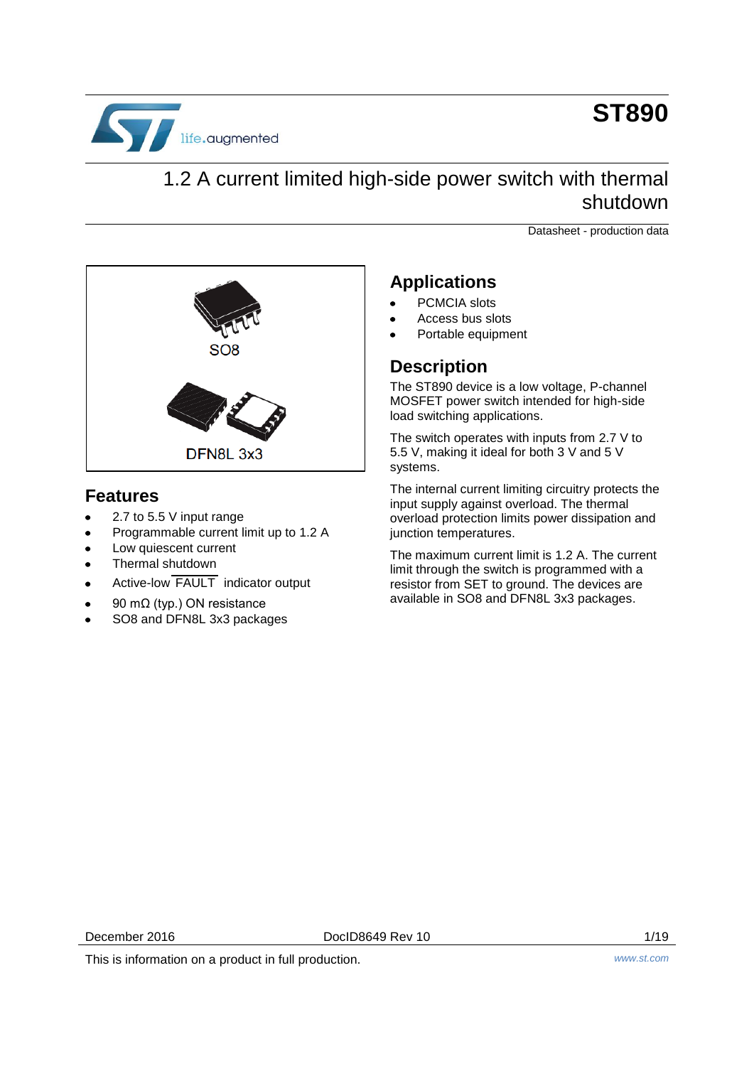# ST890

## 1.2 A current limited high-side power switch with thermal shutdown

Datasheet - production data

SO8

DFN8L 3x3

## Features

- 2.7 to 5.5 V input range
- Programmable current limit up to 1.2 A
- Low quiescent current
- Thermal shutdown
- Active-low $\overline{\text{FAULT}}$ indicator output
- 90 mΩ (typ.) ON resistance
- SO8 and DFN8L 3x3 packages

## Applications

- PCMCIA slots
- Access bus slots
- Portable equipment

## Description

The ST890 device is a low voltage, P-channel MOSFET power switch intended for high-side load switching applications.

The switch operates with inputs from 2.7 V to 5.5 V, making it ideal for both 3 V and 5 V systems.

The internal current limiting circuitry protects the input supply against overload. The thermal overload protection limits power dissipation and junction temperatures.

The maximum current limit is 1.2 A. The current limit through the switch is programmed with a resistor from SET to ground. The devices are available in SO8 and DFN8L 3x3 packages.

December 2016 DocID8649 Rev 10

This is information on a product in full production.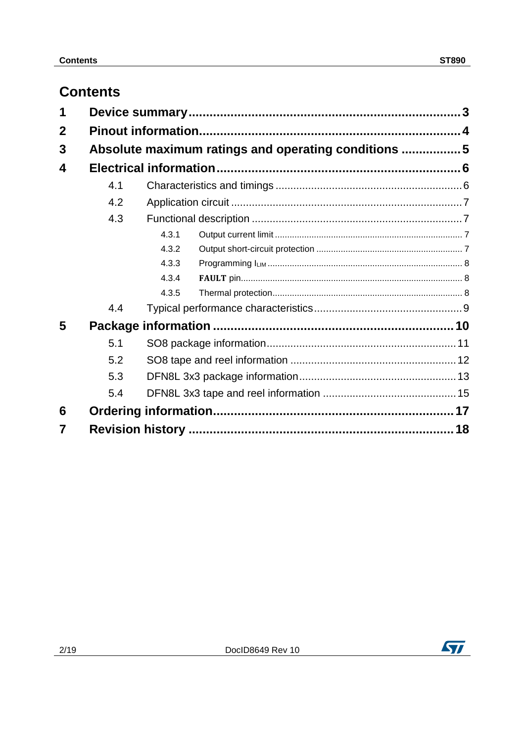# Contents

1 Device summary . . . . . . . . . . . . . . . . . . . . . . . . . . . . . . . . . . . . . . . . . . . . . 3

2 Pinout information . . . . . . . . . . . . . . . . . . . . . . . . . . . . . . . . . . . . . . . . . . . 4

3 Absolute maximum ratings and operating conditions . . . . . . . . . . . . . . . . 5

4 Electrical information . . . . . . . . . . . . . . . . . . . . . . . . . . . . . . . . . . . . . . . . . 6

- 4.1 Characteristics and timings . . . . . . . . . . . . . . . . . . . . . . . . . . . . . . . . . . . . 6
- 4.2 Application circuit . . . . . . . . . . . . . . . . . . . . . . . . . . . . . . . . . . . . . . . . . . 7
- 4.3 Functional description . . . . . . . . . . . . . . . . . . . . . . . . . . . . . . . . . . . . . . . 7
  - 4.3.1 Output current limit . . . . . . . . . . . . . . . . . . . . . . . . . . . . . . . . . . . . . 7
  - 4.3.2 Output short-circuit protection . . . . . . . . . . . . . . . . . . . . . . . . . . . . . . 7
  - 4.3.3 Programming $I_{LIM}$ . . . . . . . . . . . . . . . . . . . . . . . . . . . . . . . . . . . . . . . 8
  - 4.3.4 FAULT pin . . . . . . . . . . . . . . . . . . . . . . . . . . . . . . . . . . . . . . . . . . . . 8
  - 4.3.5 Thermal protection . . . . . . . . . . . . . . . . . . . . . . . . . . . . . . . . . . . . . . 8
- 4.4 Typical performance characteristics . . . . . . . . . . . . . . . . . . . . . . . . . . . . 9

5 Package information . . . . . . . . . . . . . . . . . . . . . . . . . . . . . . . . . . . . . . . . 10

- 5.1 SO8 package information . . . . . . . . . . . . . . . . . . . . . . . . . . . . . . . . . . . 11
- 5.2 SO8 tape and reel information . . . . . . . . . . . . . . . . . . . . . . . . . . . . . . . . 12
- 5.3 DFN8L 3x3 package information . . . . . . . . . . . . . . . . . . . . . . . . . . . . . . 13
- 5.4 DFN8L 3x3 tape and reel information . . . . . . . . . . . . . . . . . . . . . . . . . . 15

6 Ordering information . . . . . . . . . . . . . . . . . . . . . . . . . . . . . . . . . . . . . . . . 17

7 Revision history . . . . . . . . . . . . . . . . . . . . . . . . . . . . . . . . . . . . . . . . . . . . 18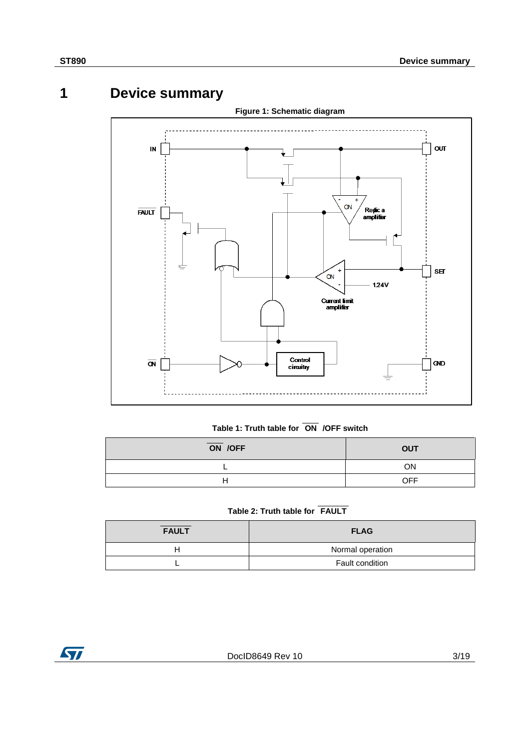# 1 Device summary

**Figure 1: Schematic diagram**

IN

OUT

FAULT

ON

Replica amplifier

SET

ON

1.24V

Current limit amplifier

ON

Control circuitry

GND

**Table 1: Truth table for $\overline{ON}$ /OFF switch**

| $\overline{ON}$ /OFF | OUT |
|---|---|
| L | ON |
| H | OFF |

**Table 2: Truth table for $\overline{FAULT}$**

| $\overline{FAULT}$ | FLAG |
|---|---|
| H | Normal operation |
| L | Fault condition |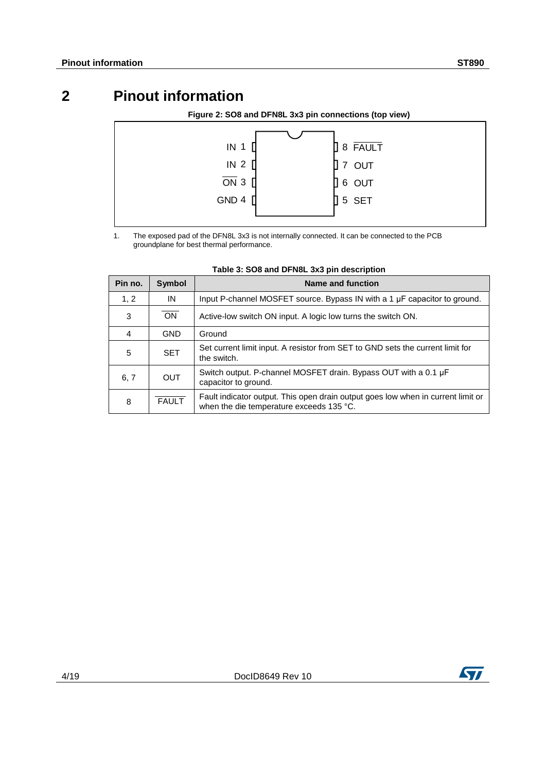# 2 Pinout information

**Figure 2: SO8 and DFN8L 3x3 pin connections (top view)**

IN 1
IN 2
$\overline{\text{ON}}$ 3
GND 4
8 $\overline{\text{FAULT}}$
7 OUT
6 OUT
5 SET

1. The exposed pad of the DFN8L 3x3 is not internally connected. It can be connected to the PCB groundplane for best thermal performance.

**Table 3: SO8 and DFN8L 3x3 pin description**

| Pin no. | Symbol | Name and function |
|---|---|---|
| 1, 2 | IN | Input P-channel MOSFET source. Bypass IN with a 1 μF capacitor to ground. |
| 3 | $\overline{\text{ON}}$ | Active-low switch ON input. A logic low turns the switch ON. |
| 4 | GND | Ground |
| 5 | SET | Set current limit input. A resistor from SET to GND sets the current limit for the switch. |
| 6, 7 | OUT | Switch output. P-channel MOSFET drain. Bypass OUT with a 0.1 μF capacitor to ground. |
| 8 | $\overline{\text{FAULT}}$ | Fault indicator output. This open drain output goes low when in current limit or when the die temperature exceeds 135 °C. |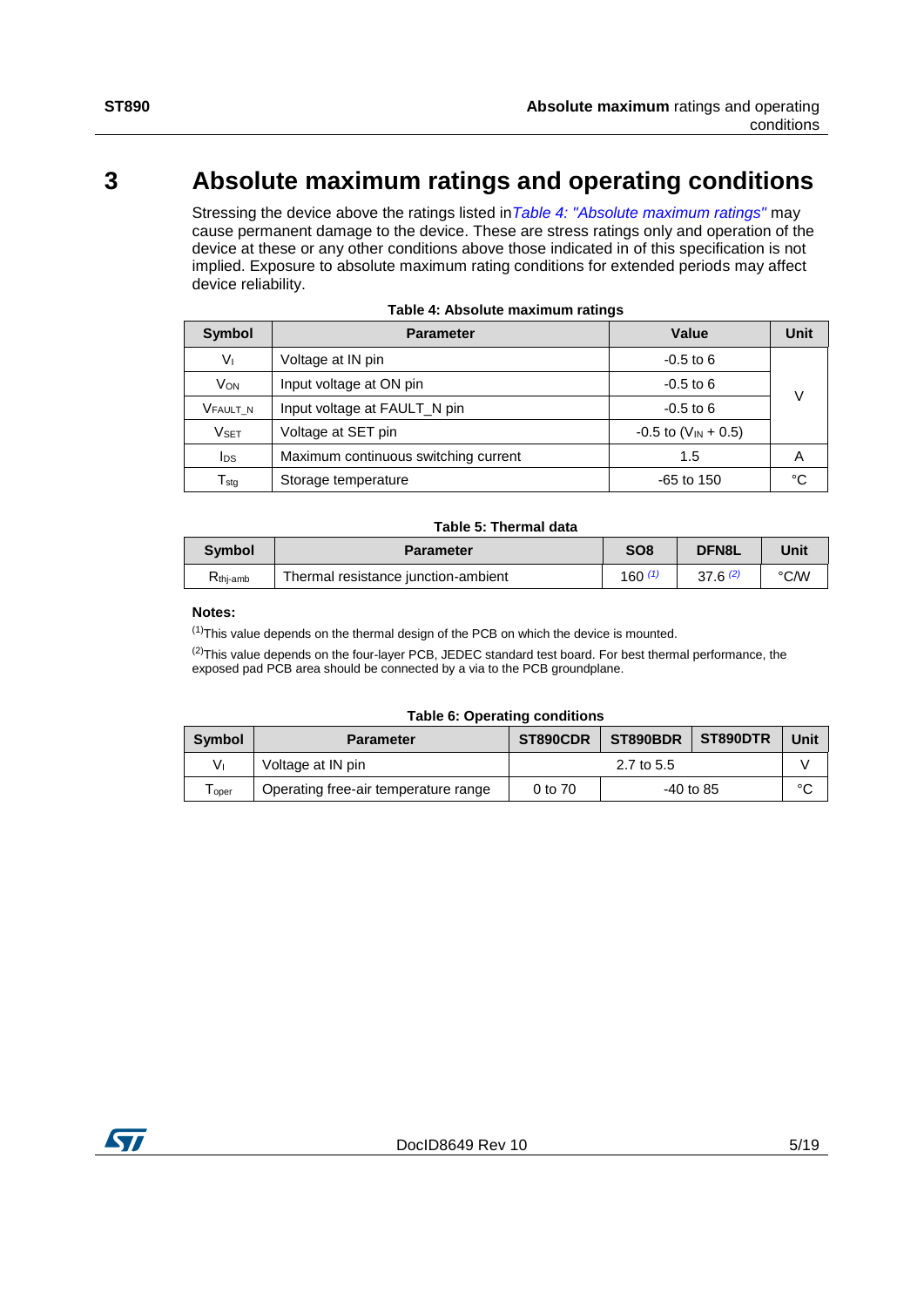# 3 Absolute maximum ratings and operating conditions

Stressing the device above the ratings listed in *Table 4: "Absolute maximum ratings"* may cause permanent damage to the device. These are stress ratings only and operation of the device at these or any other conditions above those indicated in of this specification is not implied. Exposure to absolute maximum rating conditions for extended periods may affect device reliability.

**Table 4: Absolute maximum ratings**

| Symbol | Parameter | Value | Unit |
|---|---|---|---|
| $V_I$ | Voltage at IN pin | -0.5 to 6 | V |
| $V_{ON}$ | Input voltage at ON pin | -0.5 to 6 | V |
| $V_{FAULT\_N}$ | Input voltage at FAULT_N pin | -0.5 to 6 | V |
| $V_{SET}$ | Voltage at SET pin | -0.5 to ($V_{IN}$ + 0.5) | V |
| $I_{DS}$ | Maximum continuous switching current | 1.5 | A |
| $T_{stg}$ | Storage temperature | -65 to 150 | °C |

**Table 5: Thermal data**

| Symbol | Parameter | SO8 | DFN8L | Unit |
|---|---|---|---|---|
| $R_{thj-amb}$ | Thermal resistance junction-ambient | 160 (1) | 37.6 (2) | °C/W |

**Notes:**

(1)This value depends on the thermal design of the PCB on which the device is mounted.

(2)This value depends on the four-layer PCB, JEDEC standard test board. For best thermal performance, the exposed pad PCB area should be connected by a via to the PCB groundplane.

**Table 6: Operating conditions**

| Symbol | Parameter | ST890CDR | ST890BDR | ST890DTR | Unit |
|---|---|---|---|---|---|
| $V_I$ | Voltage at IN pin | 2.7 to 5.5 | | | V |
| $T_{oper}$ | Operating free-air temperature range | 0 to 70 | -40 to 85 | | °C |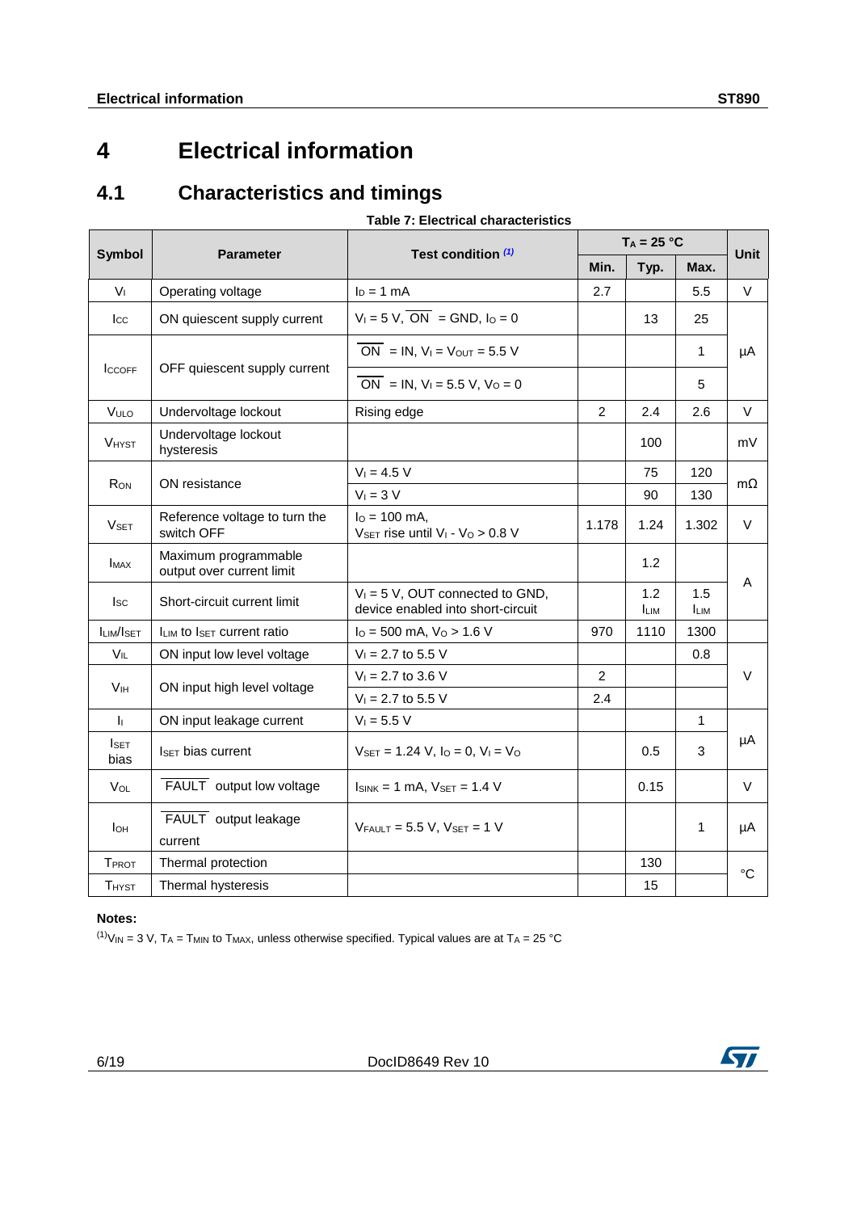# 4 Electrical information

## 4.1 Characteristics and timings

**Table 7: Electrical characteristics**

| Symbol | Parameter | Test condition (1) | $T_A$ = 25 °C | | | Unit |
|---|---|---|---|---|---|---|
| | | | Min. | Typ. | Max. | |
| $V_I$ | Operating voltage | $I_D$ = 1 mA | 2.7 | | 5.5 | V |
| $I_{CC}$ | ON quiescent supply current | $V_I$ = 5 V, $\overline{ON}$ = GND, $I_O$ = 0 | | 13 | 25 | µA |
| $I_{CCOFF}$ | OFF quiescent supply current | $\overline{ON}$ = IN, $V_I$ = $V_{OUT}$ = 5.5 V | | | 1 | µA |
| | | $\overline{ON}$ = IN, $V_I$ = 5.5 V, $V_O$ = 0 | | | 5 | µA |
| $V_{ULO}$ | Undervoltage lockout | Rising edge | 2 | 2.4 | 2.6 | V |
| $V_{HYST}$ | Undervoltage lockout hysteresis | | | 100 | | mV |
| $R_{ON}$ | ON resistance | $V_I$ = 4.5 V | | 75 | 120 | mΩ |
| | | $V_I$ = 3 V | | 90 | 130 | mΩ |
| $V_{SET}$ | Reference voltage to turn the switch OFF | $I_O$ = 100 mA, $V_{SET}$ rise until $V_I$ - $V_O$ > 0.8 V | 1.178 | 1.24 | 1.302 | V |
| $I_{MAX}$ | Maximum programmable output over current limit | | | 1.2 | | A |
| $I_{SC}$ | Short-circuit current limit | $V_I$ = 5 V, OUT connected to GND, device enabled into short-circuit | | 1.2 $I_{LIM}$ | 1.5 $I_{LIM}$ | A |
| $I_{LIM}/I_{SET}$ | $I_{LIM}$ to $I_{SET}$ current ratio | $I_O$ = 500 mA, $V_O$ > 1.6 V | 970 | 1110 | 1300 | |
| $V_{IL}$ | ON input low level voltage | $V_I$ = 2.7 to 5.5 V | | | 0.8 | V |
| $V_{IH}$ | ON input high level voltage | $V_I$ = 2.7 to 3.6 V | 2 | | | V |
| | | $V_I$ = 2.7 to 5.5 V | 2.4 | | | V |
| $I_I$ | ON input leakage current | $V_I$ = 5.5 V | | | 1 | µA |
| $I_{SET}$ bias | $I_{SET}$ bias current | $V_{SET}$ = 1.24 V, $I_O$ = 0, $V_I$ = $V_O$ | | 0.5 | 3 | µA |
| $V_{OL}$ | $\overline{FAULT}$ output low voltage | $I_{SINK}$ = 1 mA, $V_{SET}$ = 1.4 V | | 0.15 | | V |
| $I_{OH}$ | $\overline{FAULT}$ output leakage current | $V_{FAULT}$ = 5.5 V, $V_{SET}$ = 1 V | | | 1 | µA |
| $T_{PROT}$ | Thermal protection | | | 130 | | °C |
| $T_{HYST}$ | Thermal hysteresis | | | 15 | | °C |

**Notes:**

(1) $V_{IN}$ = 3 V, $T_A$ = $T_{MIN}$ to $T_{MAX}$, unless otherwise specified. Typical values are at $T_A$ = 25 °C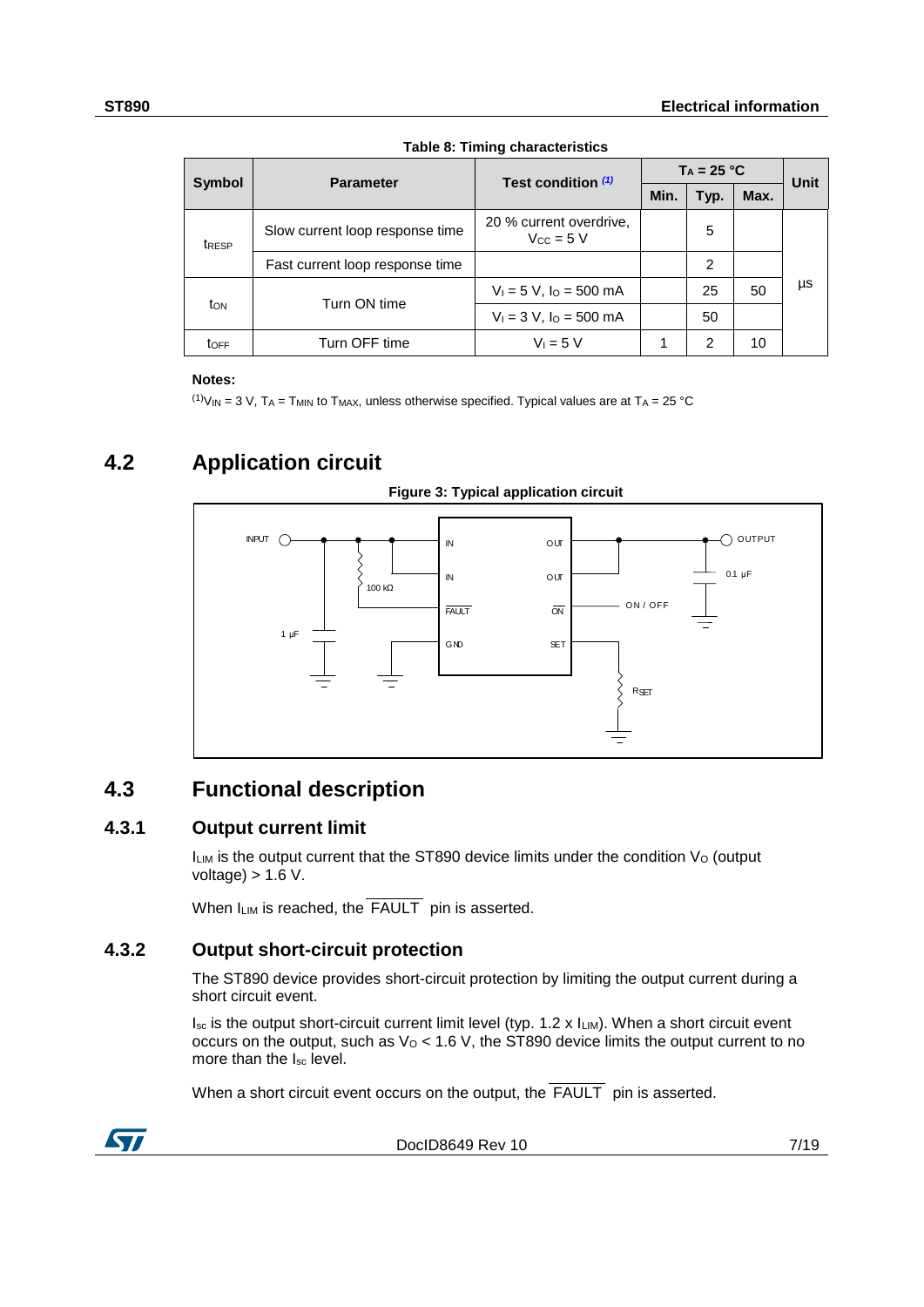Table 8: Timing characteristics

| Symbol | Parameter | Test condition (1) | $T_A$ = 25 °C | | | Unit |
|---|---|---|---|---|---|---|
| | | | Min. | Typ. | Max. | |
| $t_{RESP}$ | Slow current loop response time | 20 % current overdrive, $V_{CC}$ = 5 V | | 5 | | µs |
| | Fast current loop response time | | | 2 | | |
| $t_{ON}$ | Turn ON time | $V_I$ = 5 V, $I_O$ = 500 mA | | 25 | 50 | |
| | | $V_I$ = 3 V, $I_O$ = 500 mA | | 50 | | |
| $t_{OFF}$ | Turn OFF time | $V_I$ = 5 V | 1 | 2 | 10 | |

**Notes:**

(1) $V_{IN}$ = 3 V, $T_A$ = $T_{MIN}$ to $T_{MAX}$, unless otherwise specified. Typical values are at $T_A$ = 25 °C

## 4.2 Application circuit

Figure 3: Typical application circuit

INPUT
OUTPUT
100 kΩ
1 µF
0.1 µF
IN
IN
FAULT
GND
OUT
OUT
ON
SET
ON / OFF
RSET

## 4.3 Functional description

### 4.3.1 Output current limit

$I_{LIM}$ is the output current that the ST890 device limits under the condition $V_O$ (output voltage) > 1.6 V.

When $I_{LIM}$ is reached, the $\overline{\text{FAULT}}$ pin is asserted.

### 4.3.2 Output short-circuit protection

The ST890 device provides short-circuit protection by limiting the output current during a short circuit event.

$I_{sc}$ is the output short-circuit current limit level (typ. 1.2 x $I_{LIM}$). When a short circuit event occurs on the output, such as $V_O$ < 1.6 V, the ST890 device limits the output current to no more than the $I_{sc}$ level.

When a short circuit event occurs on the output, the $\overline{\text{FAULT}}$ pin is asserted.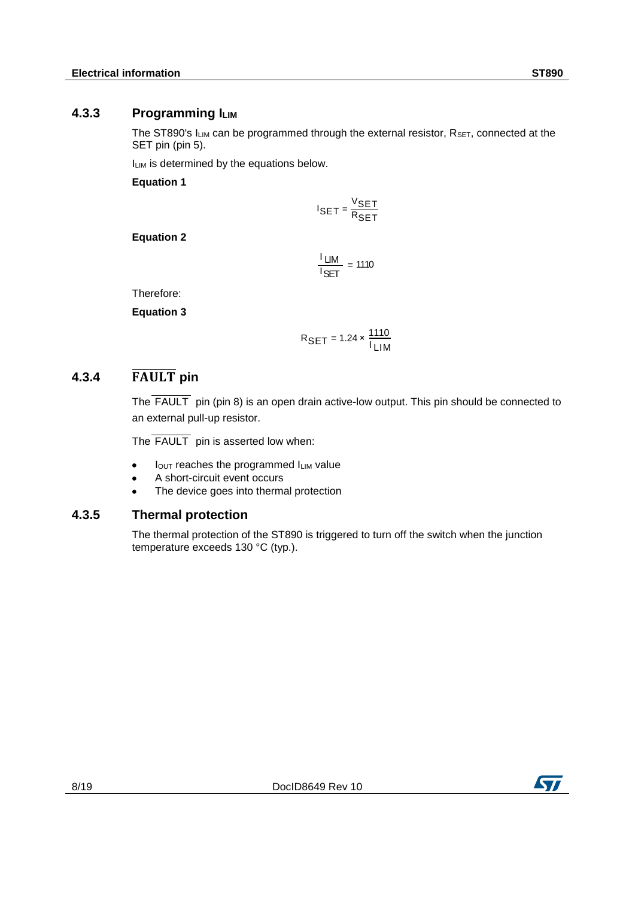### 4.3.3 Programming $I_{LIM}$

The ST890's $I_{LIM}$ can be programmed through the external resistor, $R_{SET}$, connected at the SET pin (pin 5).

$I_{LIM}$ is determined by the equations below.

**Equation 1**

$$I_{SET} = \frac{V_{SET}}{R_{SET}}$$

**Equation 2**

$$\frac{I_{LIM}}{I_{SET}} = 1110$$

Therefore:

**Equation 3**

$$R_{SET} = 1.24 \times \frac{1110}{I_{LIM}}$$

### 4.3.4 $\overline{\text{FAULT}}$ pin

The $\overline{\text{FAULT}}$ pin (pin 8) is an open drain active-low output. This pin should be connected to an external pull-up resistor.

The $\overline{\text{FAULT}}$ pin is asserted low when:

- $I_{OUT}$ reaches the programmed $I_{LIM}$ value
- A short-circuit event occurs
- The device goes into thermal protection

### 4.3.5 Thermal protection

The thermal protection of the ST890 is triggered to turn off the switch when the junction temperature exceeds 130 °C (typ.).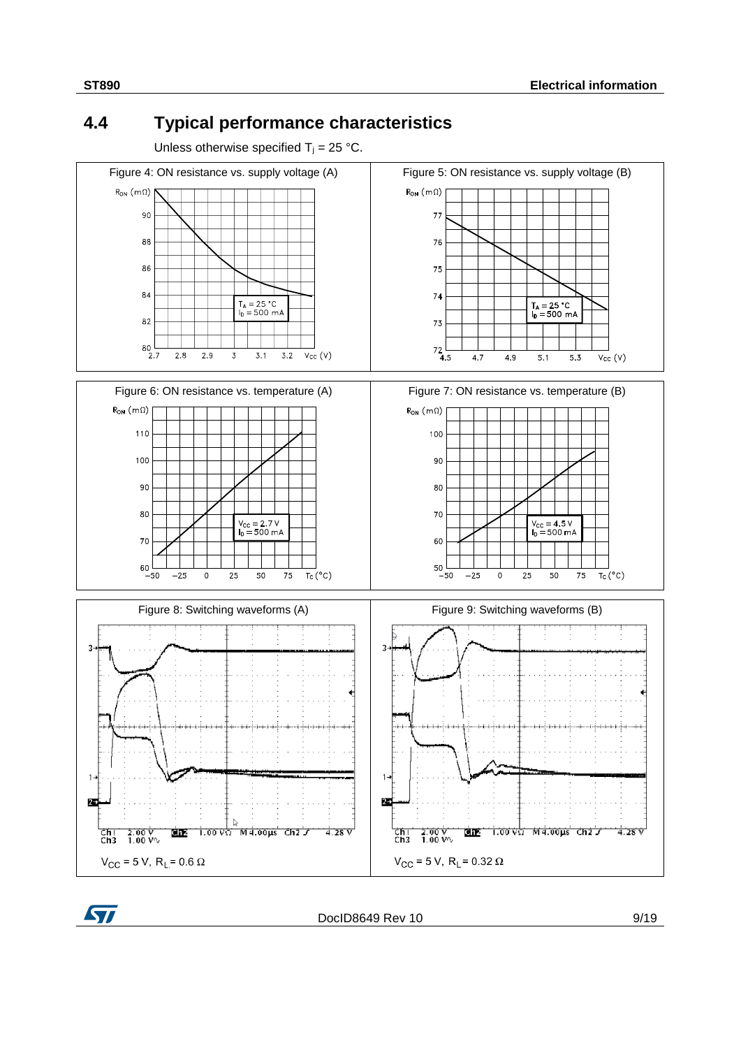## 4.4 Typical performance characteristics

Unless otherwise specified $T_j$ = 25 °C.

Figure 4: ON resistance vs. supply voltage (A)

$R_{ON}$ (mΩ)
90
88
86
84
82
80
2.7 2.8 2.9 3 3.1 3.2 $V_{CC}$ (V)
$T_A$ = 25 °C
$I_D$ = 500 mA

Figure 5: ON resistance vs. supply voltage (B)

$R_{ON}$ (mΩ)
77
76
75
74
73
72
4.5 4.7 4.9 5.1 5.3 $V_{CC}$ (V)
$T_A$ = 25 °C
$I_D$ = 500 mA

Figure 6: ON resistance vs. temperature (A)

$R_{ON}$ (mΩ)
110
100
90
80
70
60
−50 −25 0 25 50 75 $T_C$ (°C)
$V_{CC}$ = 2.7 V
$I_D$ = 500 mA

Figure 7: ON resistance vs. temperature (B)

$R_{ON}$ (mΩ)
100
90
80
70
60
50
−50 −25 0 25 50 75 $T_C$ (°C)
$V_{CC}$ = 4.5 V
$I_D$ = 500 mA

Figure 8: Switching waveforms (A)

3
1
2
Ch1 2.00 V Ch2 1.00 VΩ M 4.00µs Ch2 ƒ 4.28 V
Ch3 1.00 V

$V_{CC}$ = 5 V, $R_L$ = 0.6 Ω

Figure 9: Switching waveforms (B)

3
1
2
Ch1 2.00 V Ch2 1.00 VΩ M 4.00µs Ch2 ƒ 4.28 V
Ch3 1.00 V

$V_{CC}$ = 5 V, $R_L$ = 0.32 Ω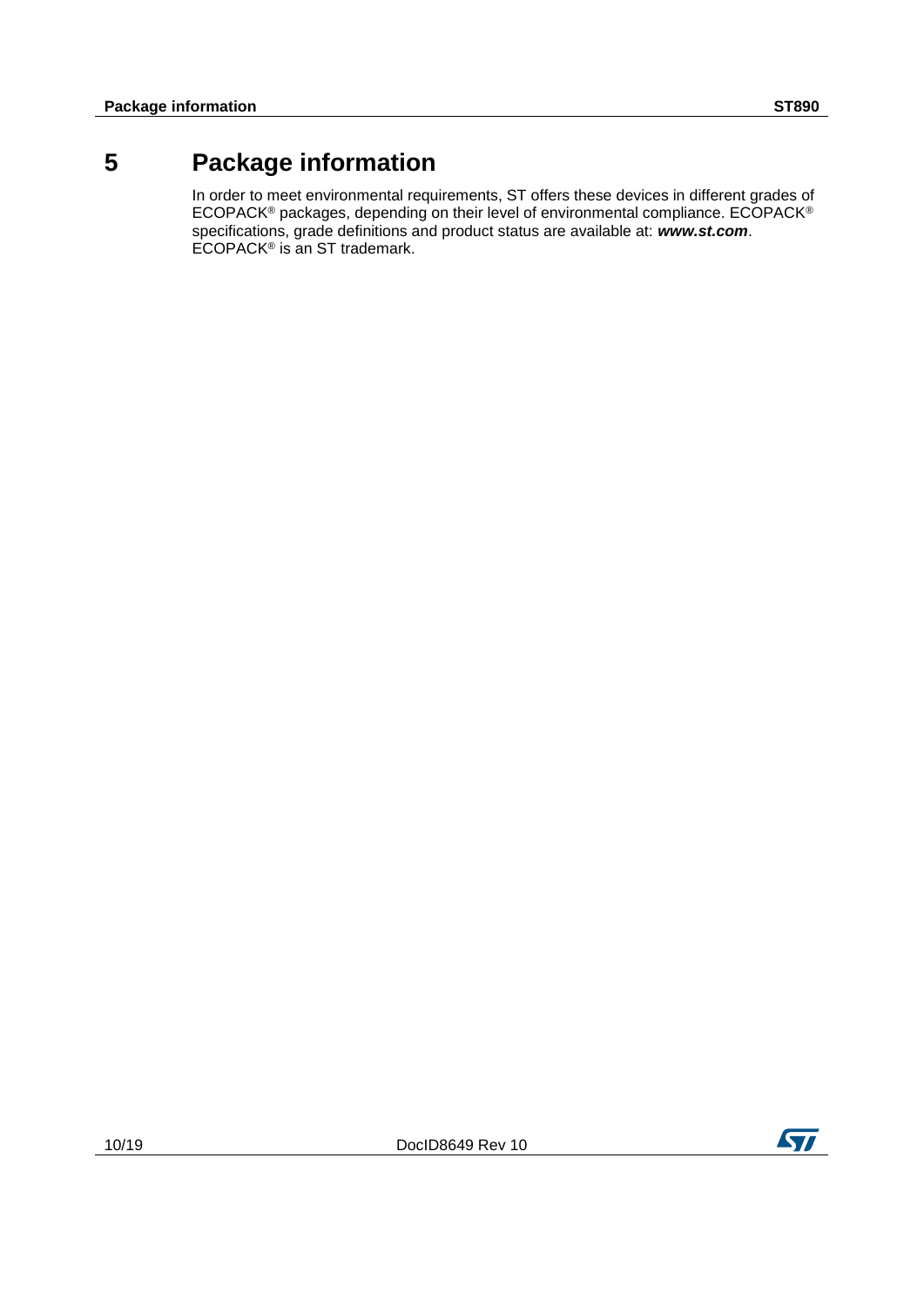# 5 Package information

In order to meet environmental requirements, ST offers these devices in different grades of ECOPACK® packages, depending on their level of environmental compliance. ECOPACK® specifications, grade definitions and product status are available at: ***www.st.com***. ECOPACK® is an ST trademark.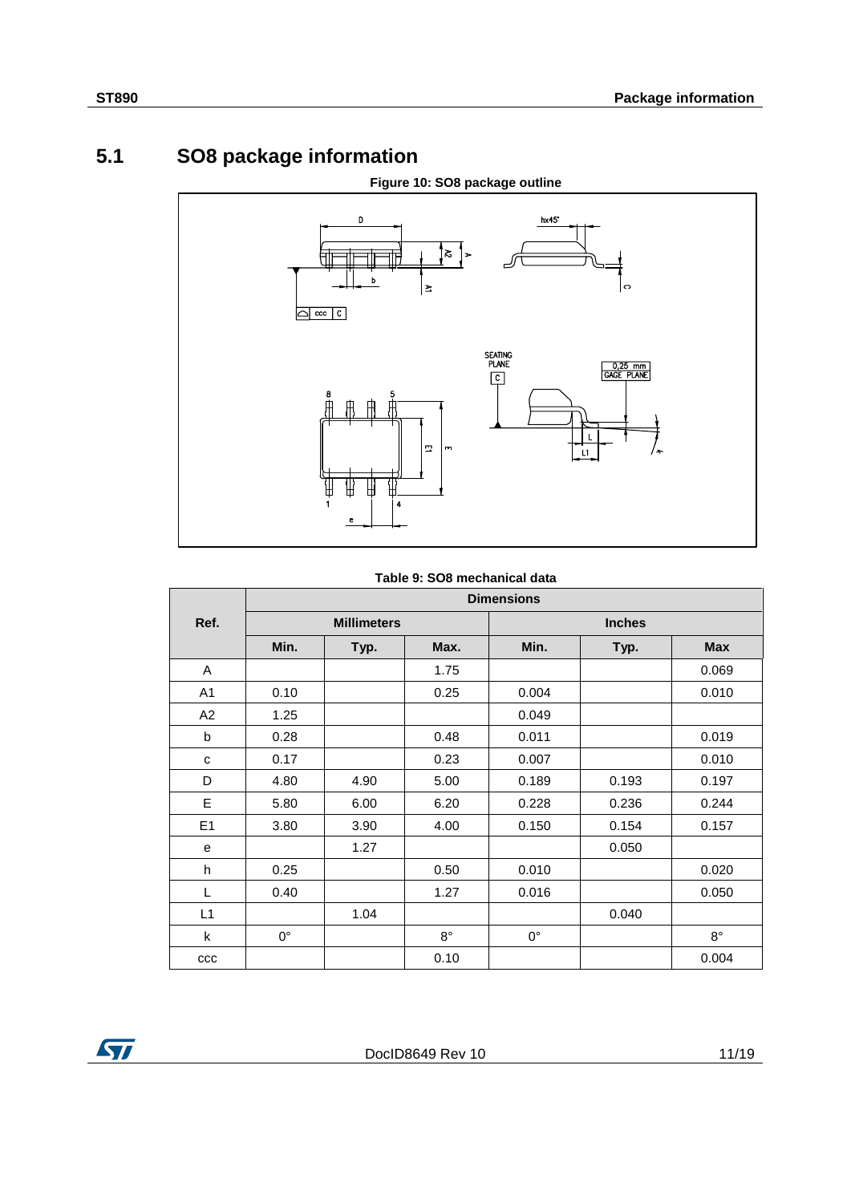## 5.1 SO8 package information

**Figure 10: SO8 package outline**

D
hx45°
A2
A
b
A1
c
ccc C
SEATING PLANE
C
0,25 mm GAGE PLANE
8
5
E1
E
1
4
e
L
L1
k

**Table 9: SO8 mechanical data**

| Ref. | Dimensions | | | | | |
|---|---|---|---|---|---|---|
| | Millimeters | | | Inches | | |
| | Min. | Typ. | Max. | Min. | Typ. | Max |
| A | | | 1.75 | | | 0.069 |
| A1 | 0.10 | | 0.25 | 0.004 | | 0.010 |
| A2 | 1.25 | | | 0.049 | | |
| b | 0.28 | | 0.48 | 0.011 | | 0.019 |
| c | 0.17 | | 0.23 | 0.007 | | 0.010 |
| D | 4.80 | 4.90 | 5.00 | 0.189 | 0.193 | 0.197 |
| E | 5.80 | 6.00 | 6.20 | 0.228 | 0.236 | 0.244 |
| E1 | 3.80 | 3.90 | 4.00 | 0.150 | 0.154 | 0.157 |
| e | | 1.27 | | | 0.050 | |
| h | 0.25 | | 0.50 | 0.010 | | 0.020 |
| L | 0.40 | | 1.27 | 0.016 | | 0.050 |
| L1 | | 1.04 | | | 0.040 | |
| k | 0° | | 8° | 0° | | 8° |
| ccc | | | 0.10 | | | 0.004 |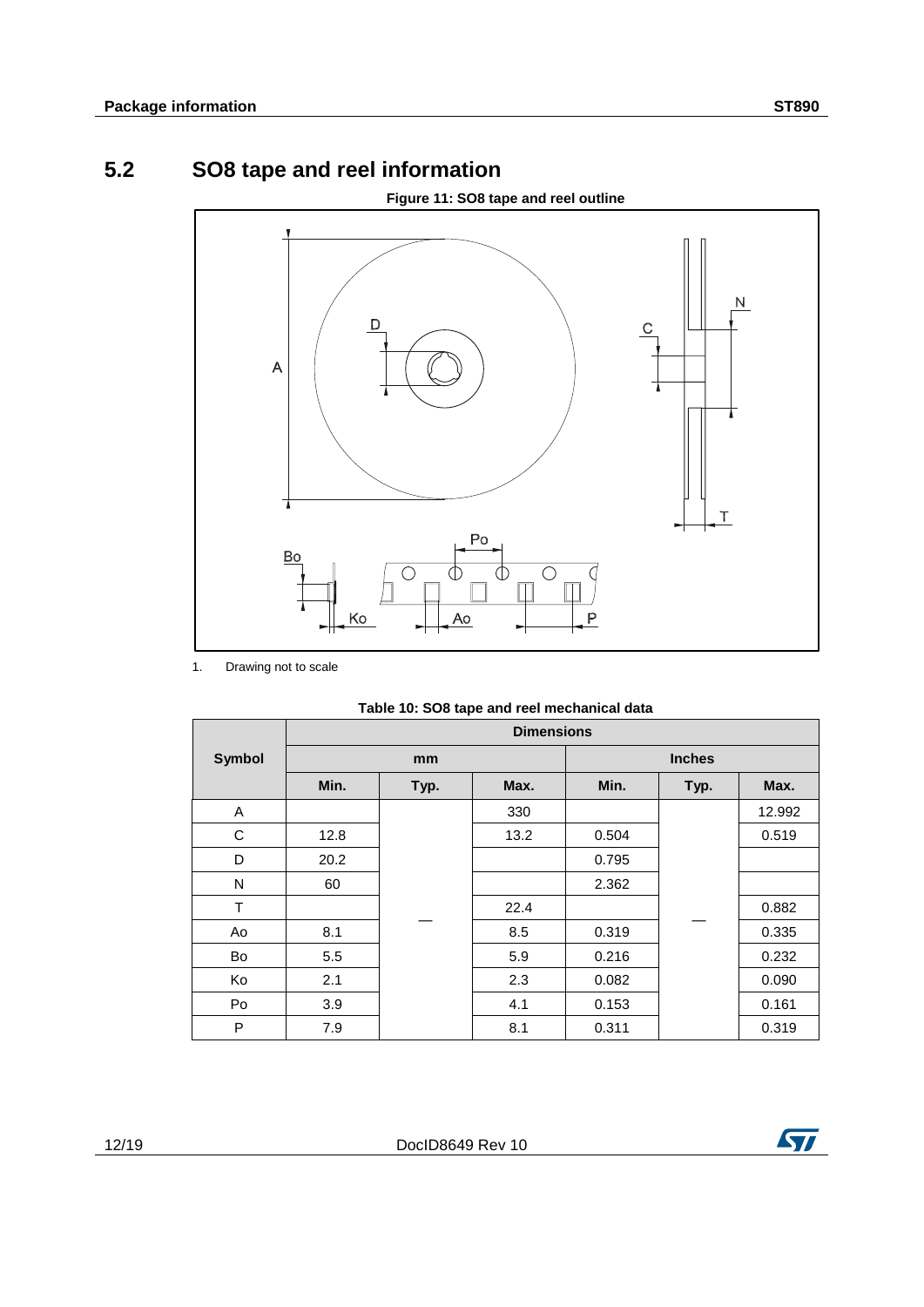## 5.2 SO8 tape and reel information

Figure 11: SO8 tape and reel outline

A

D

C

N

T

Bo

Ko

Po

Ao

P

1. Drawing not to scale

Table 10: SO8 tape and reel mechanical data

| Symbol | Dimensions | | | | | |
|---|---|---|---|---|---|---|
| | mm | | | Inches | | |
| | Min. | Typ. | Max. | Min. | Typ. | Max. |
| A | | — | 330 | | — | 12.992 |
| C | 12.8 | | 13.2 | 0.504 | | 0.519 |
| D | 20.2 | | | 0.795 | | |
| N | 60 | | | 2.362 | | |
| T | | | 22.4 | | | 0.882 |
| Ao | 8.1 | | 8.5 | 0.319 | | 0.335 |
| Bo | 5.5 | | 5.9 | 0.216 | | 0.232 |
| Ko | 2.1 | | 2.3 | 0.082 | | 0.090 |
| Po | 3.9 | | 4.1 | 0.153 | | 0.161 |
| P | 7.9 | | 8.1 | 0.311 | | 0.319 |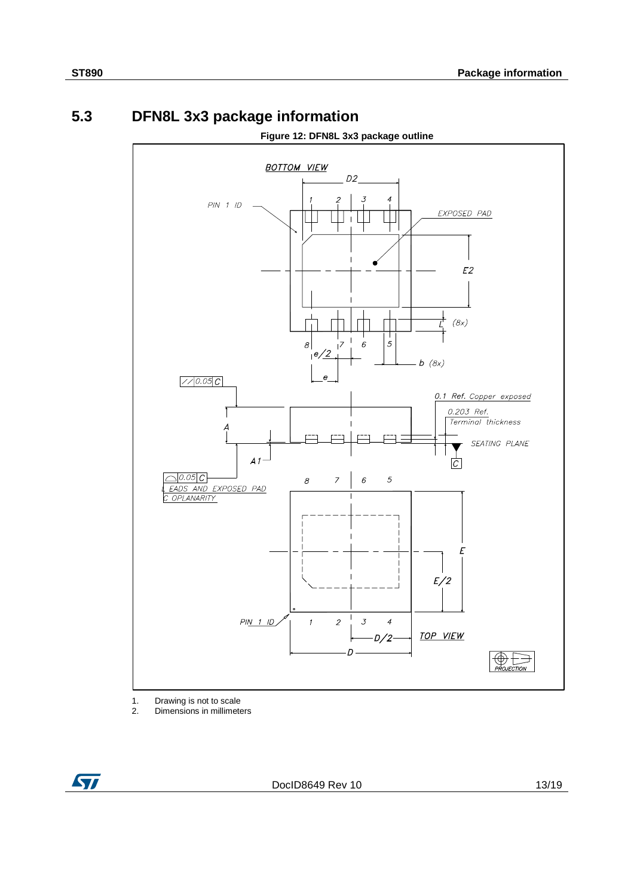## 5.3 DFN8L 3x3 package information

**Figure 12: DFN8L 3x3 package outline**

BOTTOM VIEW

D2

PIN 1 ID

1 2 3 4

EXPOSED PAD

E2

L (8x)

8 7 6 5

e/2

b (8x)

e

// 0.05 C

0.1 Ref. Copper exposed

0.203 Ref. Terminal thickness

A

SEATING PLANE

C

A1

0.05 C LEADS AND EXPOSED PAD COPLANARITY

8 7 6 5

E

E/2

PIN 1 ID

1 2 3 4

D/2

TOP VIEW

D

PROJECTION

1. Drawing is not to scale
2. Dimensions in millimeters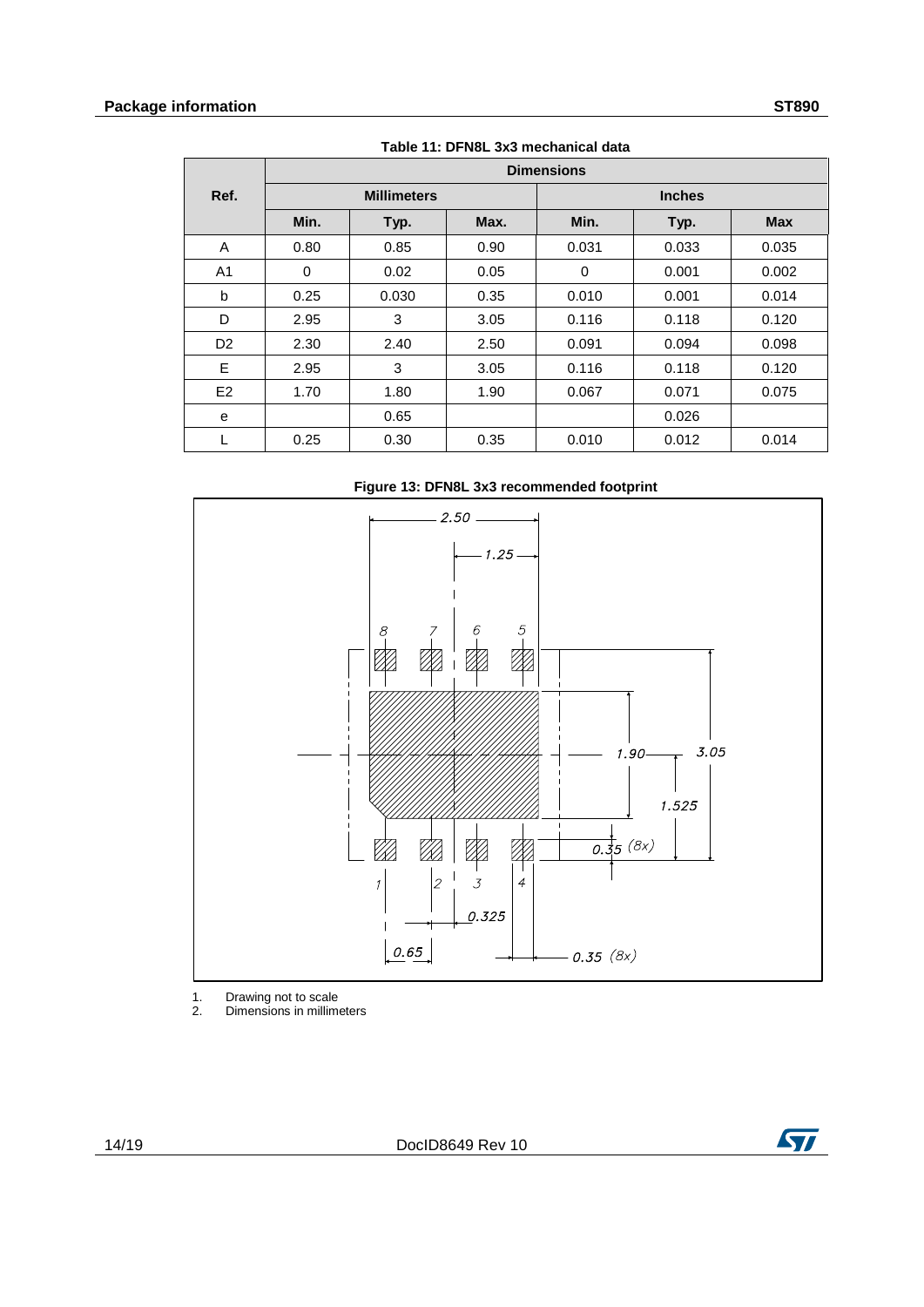Table 11: DFN8L 3x3 mechanical data

| Ref. | Dimensions | | | | | |
|---|---|---|---|---|---|---|
| | Millimeters | | | Inches | | |
| | Min. | Typ. | Max. | Min. | Typ. | Max |
| A | 0.80 | 0.85 | 0.90 | 0.031 | 0.033 | 0.035 |
| A1 | 0 | 0.02 | 0.05 | 0 | 0.001 | 0.002 |
| b | 0.25 | 0.030 | 0.35 | 0.010 | 0.001 | 0.014 |
| D | 2.95 | 3 | 3.05 | 0.116 | 0.118 | 0.120 |
| D2 | 2.30 | 2.40 | 2.50 | 0.091 | 0.094 | 0.098 |
| E | 2.95 | 3 | 3.05 | 0.116 | 0.118 | 0.120 |
| E2 | 1.70 | 1.80 | 1.90 | 0.067 | 0.071 | 0.075 |
| e | | 0.65 | | | 0.026 | |
| L | 0.25 | 0.30 | 0.35 | 0.010 | 0.012 | 0.014 |

Figure 13: DFN8L 3x3 recommended footprint

2.50
1.25
8 7 6 5
1.90
3.05
1.525
0.35 (8x)
1 2 3 4
0.325
0.65
0.35 (8x)

1. Drawing not to scale
2. Dimensions in millimeters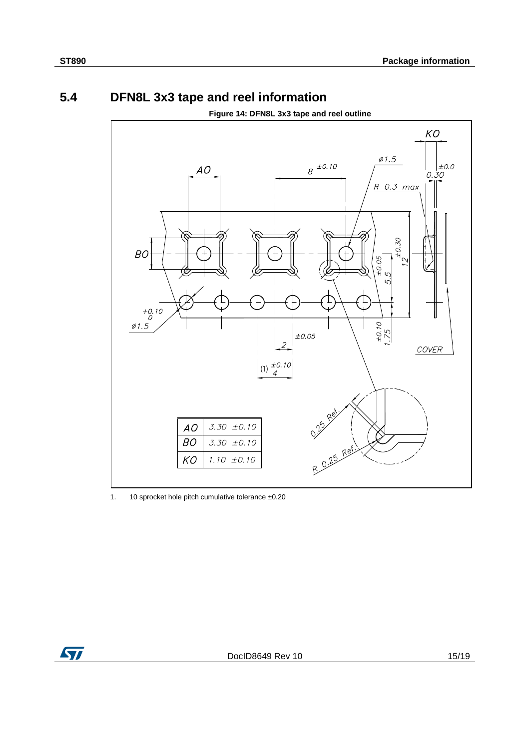## 5.4 DFN8L 3x3 tape and reel information

**Figure 14: DFN8L 3x3 tape and reel outline**

KO
±0.0
0.30
Ø1.5
8 ±0.10
AO
R 0.3 max
BO
±0.30
12
±0.05
5.5
+0.10
0
Ø1.5
±0.10
1.75
±0.05
2
COVER
(1) ±0.10
4
0.25 Ref.
R 0.25 Ref.

| | |
|---|---|
| AO | 3.30 ±0.10 |
| BO | 3.30 ±0.10 |
| KO | 1.10 ±0.10 |

1. 10 sprocket hole pitch cumulative tolerance ±0.20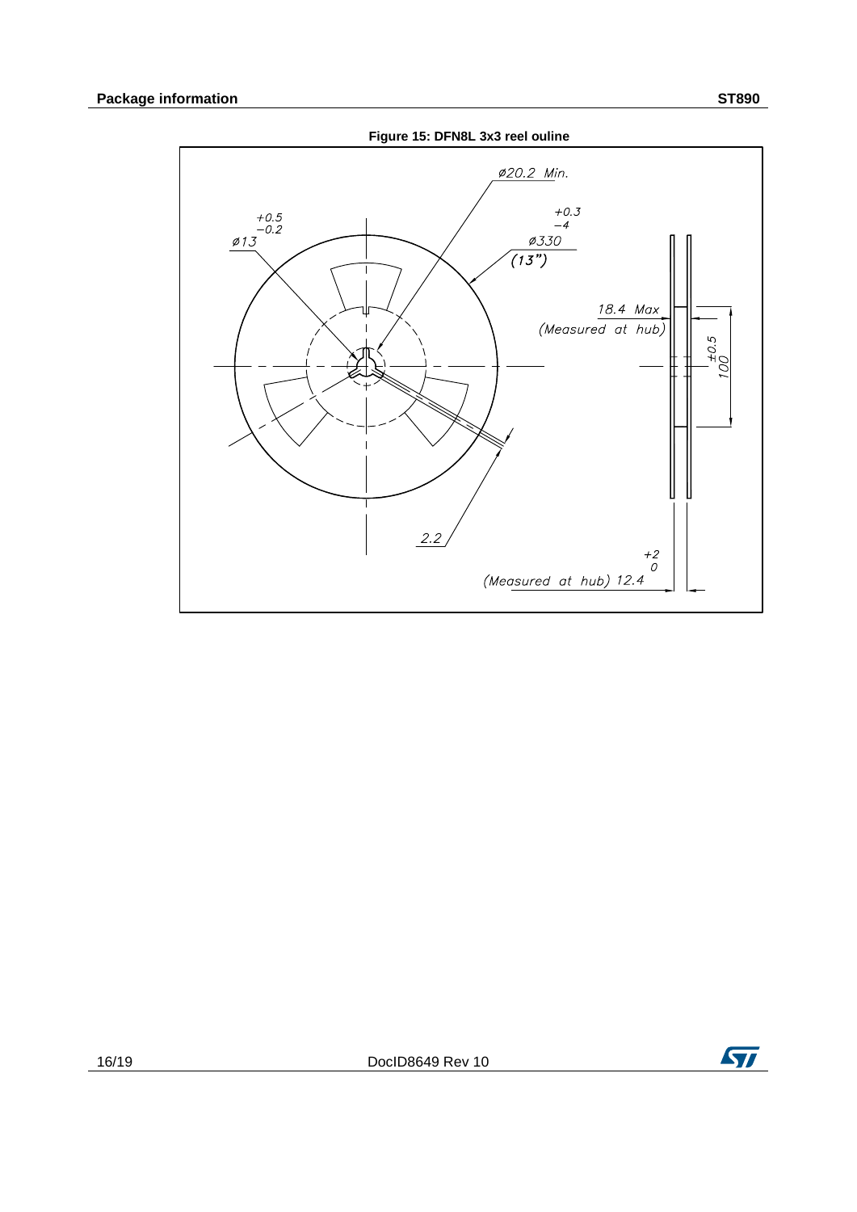Figure 15: DFN8L 3x3 reel ouline

Ø20.2 Min.

+0.3
−4
Ø330
(13")

+0.5
−0.2
Ø13

18.4 Max
(Measured at hub)

±0.5
100

2.2

+2
0
(Measured at hub) 12.4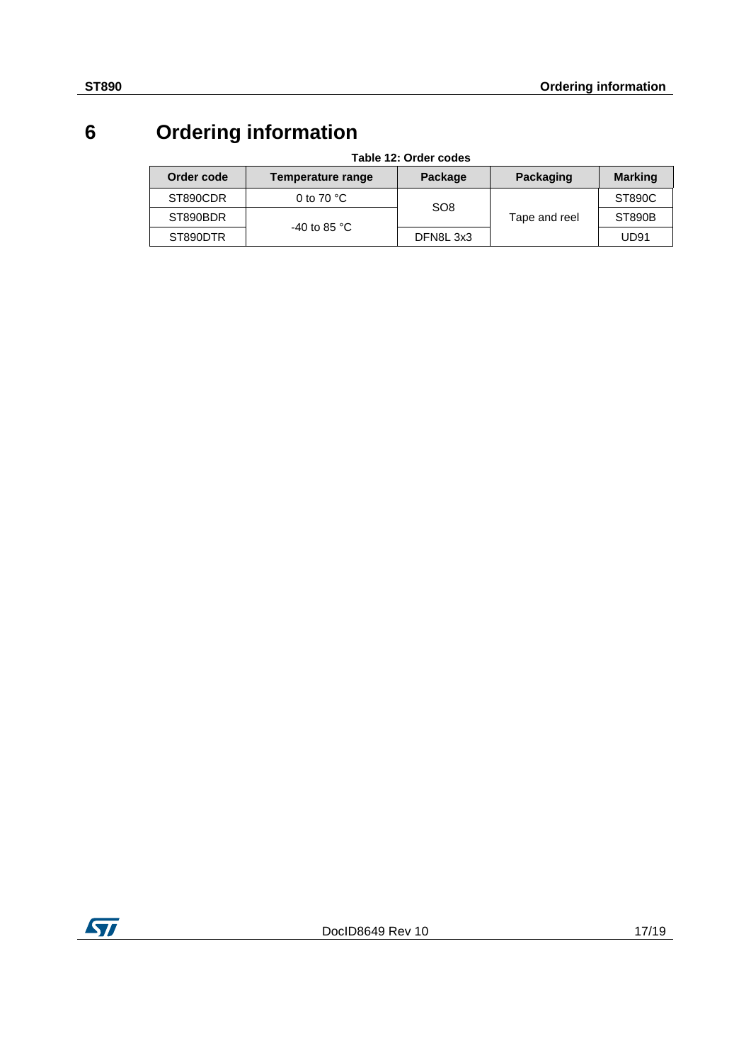# 6 Ordering information

**Table 12: Order codes**

| Order code | Temperature range | Package | Packaging | Marking |
|---|---|---|---|---|
| ST890CDR | 0 to 70 °C | SO8 | Tape and reel | ST890C |
| ST890BDR | -40 to 85 °C | | | ST890B |
| ST890DTR | | DFN8L 3x3 | | UD91 |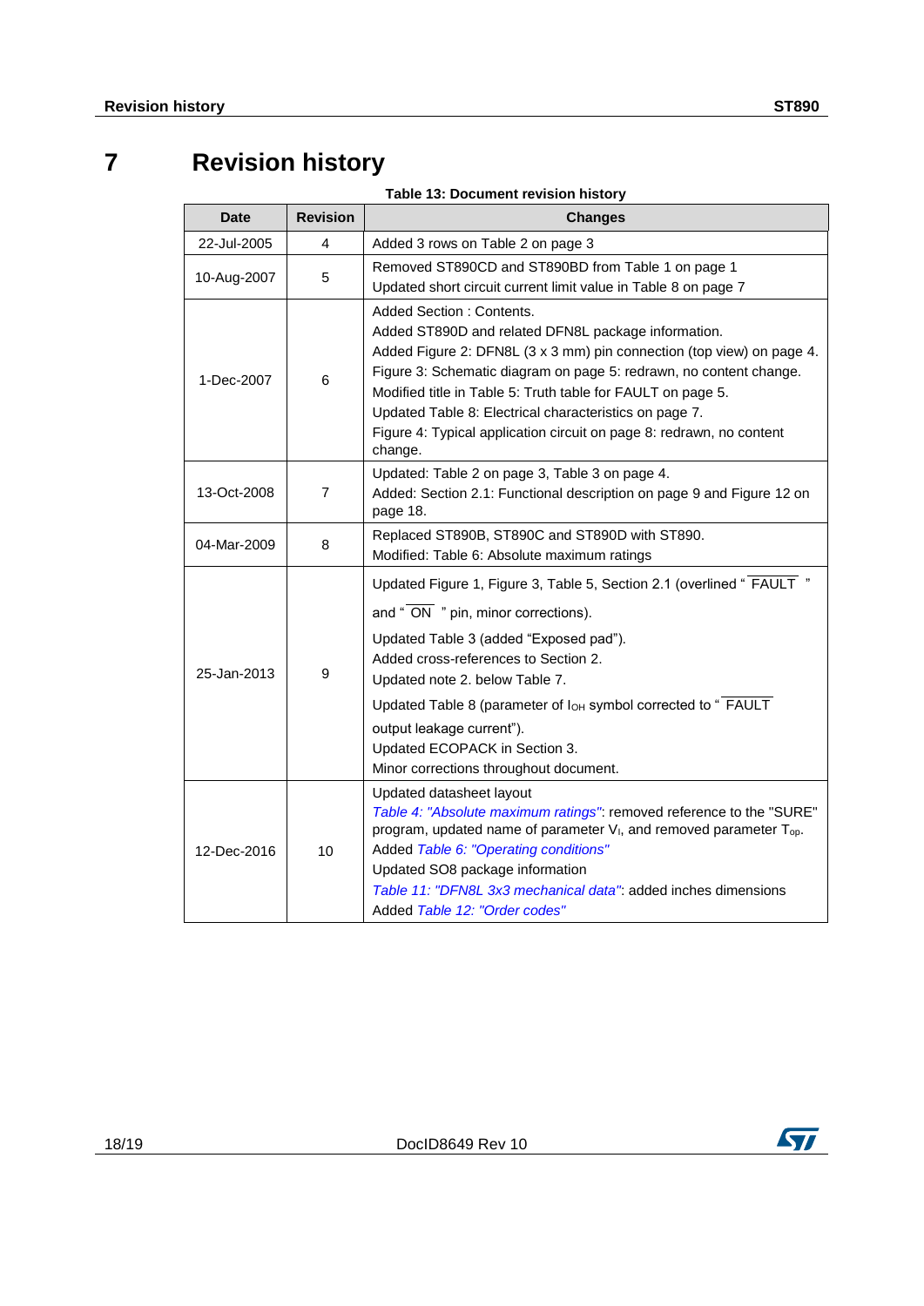# 7 Revision history

Table 13: Document revision history

| Date | Revision | Changes |
|---|---|---|
| 22-Jul-2005 | 4 | Added 3 rows on Table 2 on page 3 |
| 10-Aug-2007 | 5 | Removed ST890CD and ST890BD from Table 1 on page 1<br>Updated short circuit current limit value in Table 8 on page 7 |
| 1-Dec-2007 | 6 | Added Section : Contents.<br>Added ST890D and related DFN8L package information.<br>Added Figure 2: DFN8L (3 x 3 mm) pin connection (top view) on page 4.<br>Figure 3: Schematic diagram on page 5: redrawn, no content change.<br>Modified title in Table 5: Truth table for FAULT on page 5.<br>Updated Table 8: Electrical characteristics on page 7.<br>Figure 4: Typical application circuit on page 8: redrawn, no content change. |
| 13-Oct-2008 | 7 | Updated: Table 2 on page 3, Table 3 on page 4.<br>Added: Section 2.1: Functional description on page 9 and Figure 12 on page 18. |
| 04-Mar-2009 | 8 | Replaced ST890B, ST890C and ST890D with ST890.<br>Modified: Table 6: Absolute maximum ratings |
| 25-Jan-2013 | 9 | Updated Figure 1, Figure 3, Table 5, Section 2.1 (overlined " $\overline{\text{FAULT}}$ " and " $\overline{\text{ON}}$ " pin, minor corrections).<br>Updated Table 3 (added "Exposed pad").<br>Added cross-references to Section 2.<br>Updated note 2. below Table 7.<br>Updated Table 8 (parameter of $I_{OH}$ symbol corrected to " $\overline{\text{FAULT}}$ output leakage current").<br>Updated ECOPACK in Section 3.<br>Minor corrections throughout document. |
| 12-Dec-2016 | 10 | Updated datasheet layout<br>*Table 4: "Absolute maximum ratings"*: removed reference to the "SURE" program, updated name of parameter $V_I$, and removed parameter $T_{op}$.<br>Added *Table 6: "Operating conditions"*<br>Updated SO8 package information<br>*Table 11: "DFN8L 3x3 mechanical data"*: added inches dimensions<br>Added *Table 12: "Order codes"* |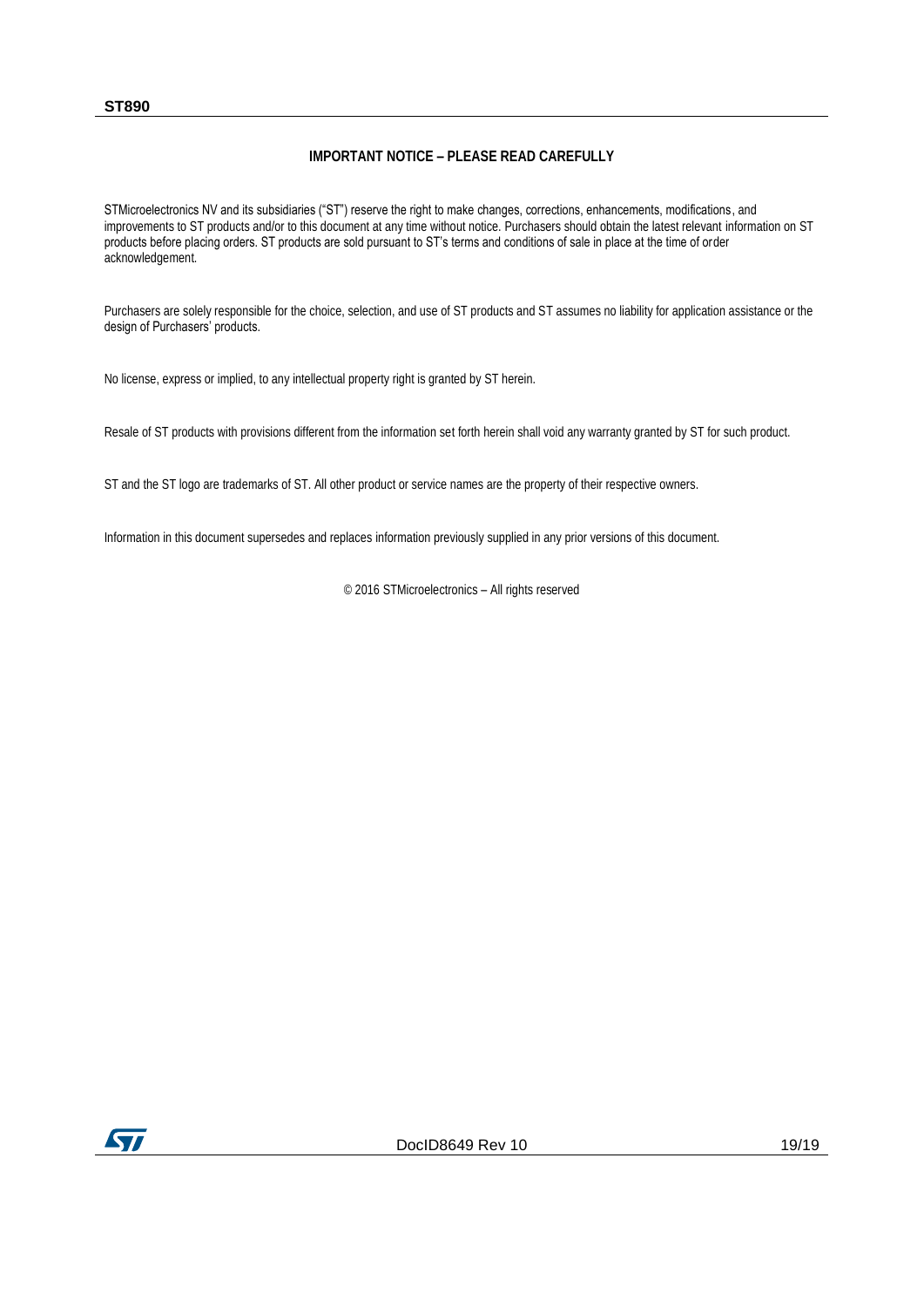**IMPORTANT NOTICE – PLEASE READ CAREFULLY**

STMicroelectronics NV and its subsidiaries ("ST") reserve the right to make changes, corrections, enhancements, modifications, and improvements to ST products and/or to this document at any time without notice. Purchasers should obtain the latest relevant information on ST products before placing orders. ST products are sold pursuant to ST's terms and conditions of sale in place at the time of order acknowledgement.

Purchasers are solely responsible for the choice, selection, and use of ST products and ST assumes no liability for application assistance or the design of Purchasers' products.

No license, express or implied, to any intellectual property right is granted by ST herein.

Resale of ST products with provisions different from the information set forth herein shall void any warranty granted by ST for such product.

ST and the ST logo are trademarks of ST. All other product or service names are the property of their respective owners.

Information in this document supersedes and replaces information previously supplied in any prior versions of this document.

© 2016 STMicroelectronics – All rights reserved